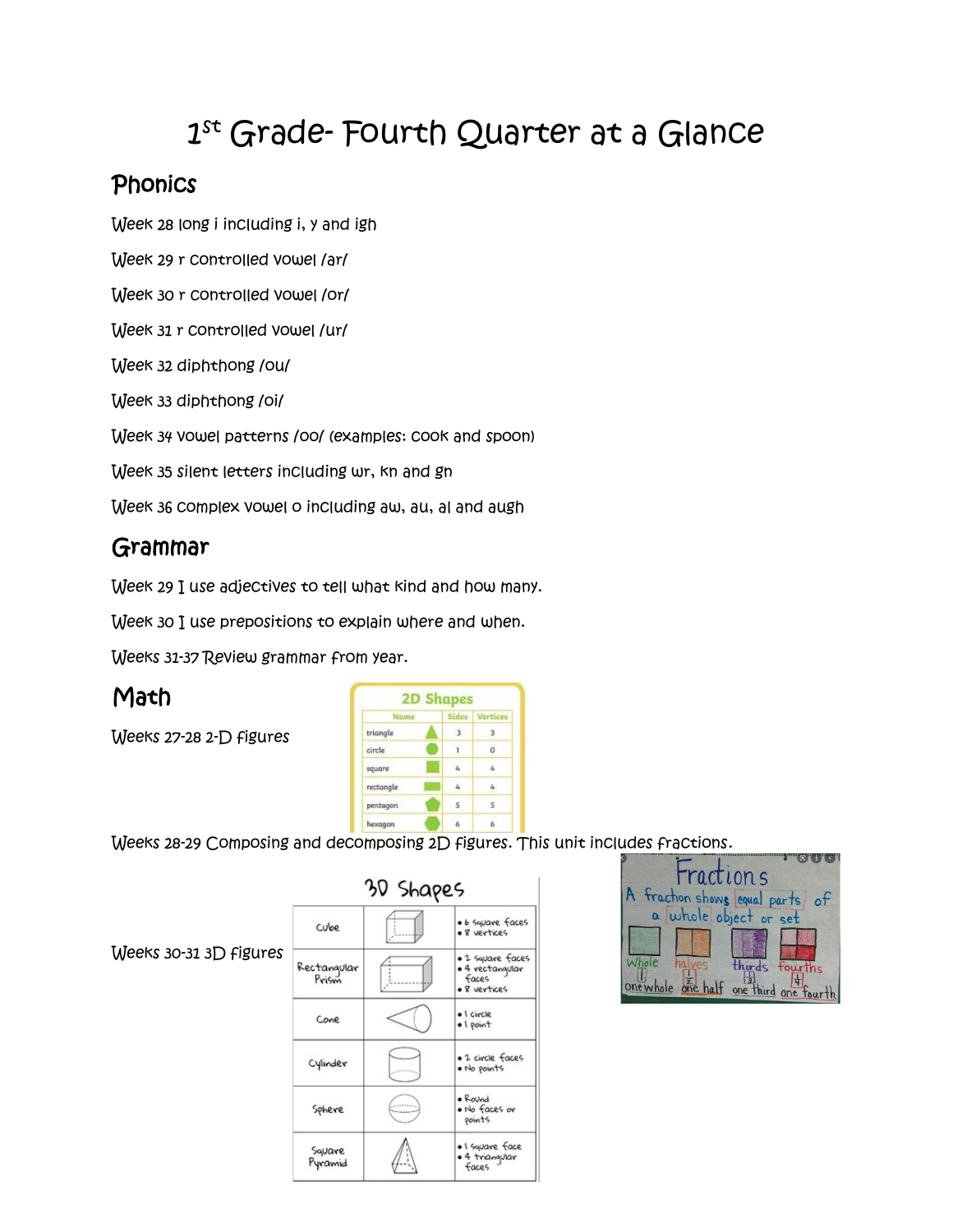# 1st Grade- Fourth Quarter at a Glance

## Phonics

Week 28 long i including i, y and igh

Week 29 r controlled vowel /ar/

Week 30 r controlled vowel /or/

Week 31 r controlled vowel /ur/

Week 32 diphthong /ou/

Week 33 diphthong /oi/

Week 34 vowel patterns /oo/ (examples: cook and spoon)

Week 35 silent letters including wr, kn and gn

Week 36 complex vowel o including aw, au, al and augh

## Grammar

Week 29 I use adjectives to tell what kind and how many.

Week 30 I use prepositions to explain where and when.

Weeks 31-37 Review grammar from year.

## Math

Weeks 27-28 2-D figures

**2D Shapes**

| Name | Sides | Vertices |
|---|---|---|
| triangle | 3 | 3 |
| circle | 1 | 0 |
| square | 4 | 4 |
| rectangle | 4 | 4 |
| pentagon | 5 | 5 |
| hexagon | 6 | 6 |

Weeks 28-29 Composing and decomposing 2D figures. This unit includes fractions.

Weeks 30-31 3D figures

**3D Shapes**

| Shape | Properties |
|---|---|
| Cube | • 6 square faces<br>• 8 vertices |
| Rectangular Prism | • 2 square faces<br>• 4 rectangular faces<br>• 8 vertices |
| Cone | • 1 circle<br>• 1 point |
| Cylinder | • 2 circle faces<br>• No points |
| Sphere | • Round<br>• No faces or points |
| Square Pyramid | • 1 square face<br>• 4 triangular faces |

**Fractions**

A fraction shows equal parts of a whole object or set

Whole $\frac{1}{1}$ one whole — halves $\frac{1}{2}$ one half — thirds $\frac{1}{3}$ one third — fourths $\frac{1}{4}$ one fourth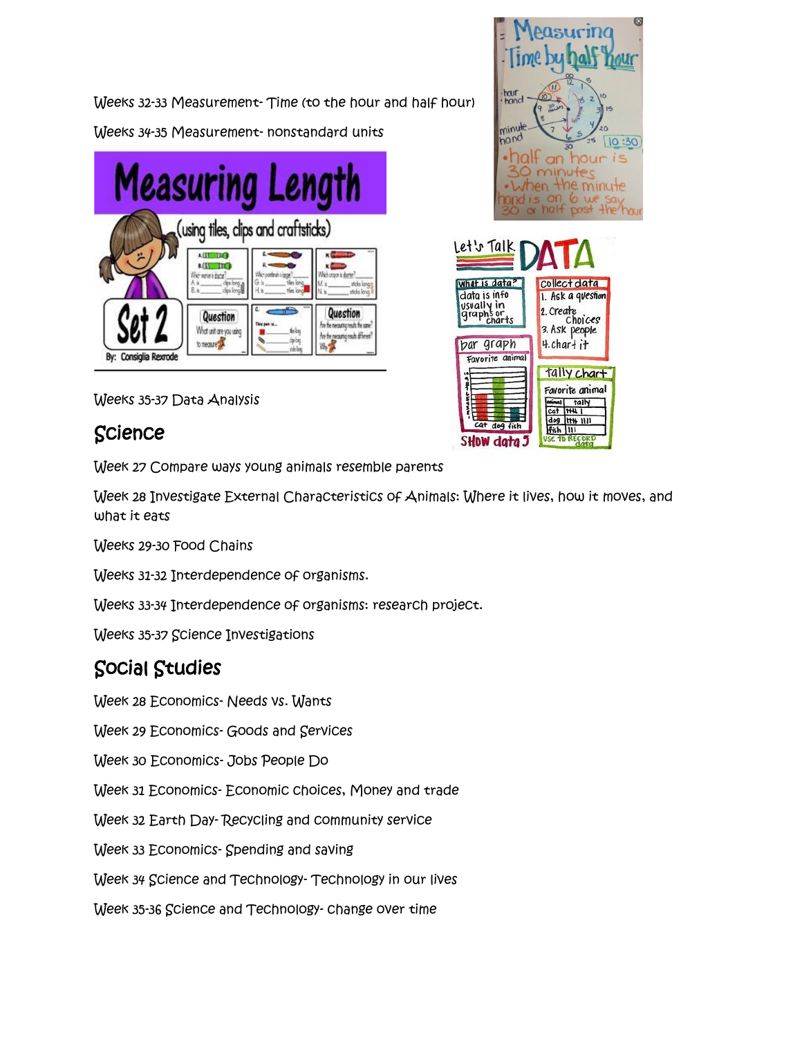Weeks 32-33 Measurement- Time (to the hour and half hour)

Weeks 34-35 Measurement- nonstandard units

Weeks 35-37 Data Analysis

## Science

Week 27 Compare ways young animals resemble parents

Week 28 Investigate External Characteristics of Animals: Where it lives, how it moves, and what it eats

Weeks 29-30 Food Chains

Weeks 31-32 Interdependence of organisms.

Weeks 33-34 Interdependence of organisms: research project.

Weeks 35-37 Science Investigations

## Social Studies

Week 28 Economics- Needs vs. Wants

Week 29 Economics- Goods and Services

Week 30 Economics- Jobs People Do

Week 31 Economics- Economic choices, Money and trade

Week 32 Earth Day- Recycling and community service

Week 33 Economics- Spending and saving

Week 34 Science and Technology- Technology in our lives

Week 35-36 Science and Technology- change over time